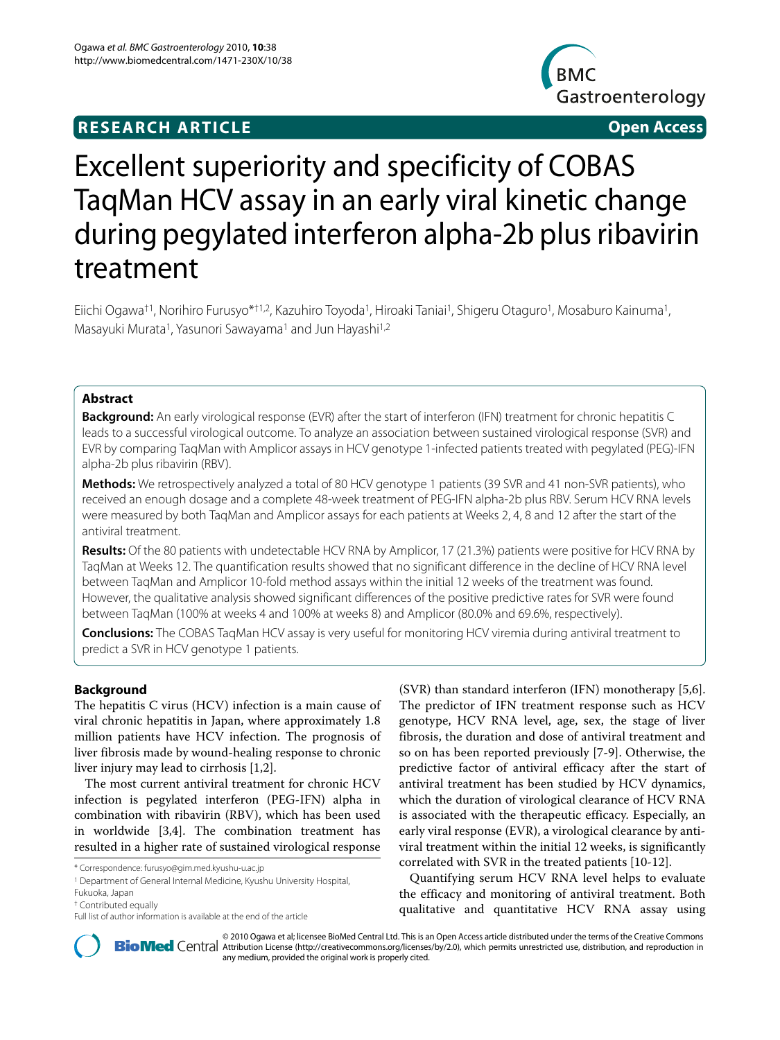**RESEARCH ARTICLE** **Open Access**

# Excellent superiority and specificity of COBAS TaqMan HCV assay in an early viral kinetic change during pegylated interferon alpha-2b plus ribavirin treatment

Eiichi Ogawa[†1], Norihiro Furusyo*[†1,2], Kazuhiro Toyoda[1], Hiroaki Taniai[1], Shigeru Otaguro[1], Mosaburo Kainuma[1], Masayuki Murata[1], Yasunori Sawayama[1] and Jun Hayashi[1,2]

## Abstract

**Background:** An early virological response (EVR) after the start of interferon (IFN) treatment for chronic hepatitis C leads to a successful virological outcome. To analyze an association between sustained virological response (SVR) and EVR by comparing TaqMan with Amplicor assays in HCV genotype 1-infected patients treated with pegylated (PEG)-IFN alpha-2b plus ribavirin (RBV).

**Methods:** We retrospectively analyzed a total of 80 HCV genotype 1 patients (39 SVR and 41 non-SVR patients), who received an enough dosage and a complete 48-week treatment of PEG-IFN alpha-2b plus RBV. Serum HCV RNA levels were measured by both TaqMan and Amplicor assays for each patients at Weeks 2, 4, 8 and 12 after the start of the antiviral treatment.

**Results:** Of the 80 patients with undetectable HCV RNA by Amplicor, 17 (21.3%) patients were positive for HCV RNA by TaqMan at Weeks 12. The quantification results showed that no significant difference in the decline of HCV RNA level between TaqMan and Amplicor 10-fold method assays within the initial 12 weeks of the treatment was found. However, the qualitative analysis showed significant differences of the positive predictive rates for SVR were found between TaqMan (100% at weeks 4 and 100% at weeks 8) and Amplicor (80.0% and 69.6%, respectively).

**Conclusions:** The COBAS TaqMan HCV assay is very useful for monitoring HCV viremia during antiviral treatment to predict a SVR in HCV genotype 1 patients.

## Background

The hepatitis C virus (HCV) infection is a main cause of viral chronic hepatitis in Japan, where approximately 1.8 million patients have HCV infection. The prognosis of liver fibrosis made by wound-healing response to chronic liver injury may lead to cirrhosis [1,2].

The most current antiviral treatment for chronic HCV infection is pegylated interferon (PEG-IFN) alpha in combination with ribavirin (RBV), which has been used in worldwide [3,4]. The combination treatment has resulted in a higher rate of sustained virological response (SVR) than standard interferon (IFN) monotherapy [5,6]. The predictor of IFN treatment response such as HCV genotype, HCV RNA level, age, sex, the stage of liver fibrosis, the duration and dose of antiviral treatment and so on has been reported previously [7-9]. Otherwise, the predictive factor of antiviral efficacy after the start of antiviral treatment has been studied by HCV dynamics, which the duration of virological clearance of HCV RNA is associated with the therapeutic efficacy. Especially, an early viral response (EVR), a virological clearance by antiviral treatment within the initial 12 weeks, is significantly correlated with SVR in the treated patients [10-12].

Quantifying serum HCV RNA level helps to evaluate the efficacy and monitoring of antiviral treatment. Both qualitative and quantitative HCV RNA assay using

\* Correspondence: furusyo@gim.med.kyushu-u.ac.jp

[1] Department of General Internal Medicine, Kyushu University Hospital, Fukuoka, Japan

[†] Contributed equally

Full list of author information is available at the end of the article

© 2010 Ogawa et al; licensee BioMed Central Ltd. This is an Open Access article distributed under the terms of the Creative Commons Attribution License (http://creativecommons.org/licenses/by/2.0), which permits unrestricted use, distribution, and reproduction in any medium, provided the original work is properly cited.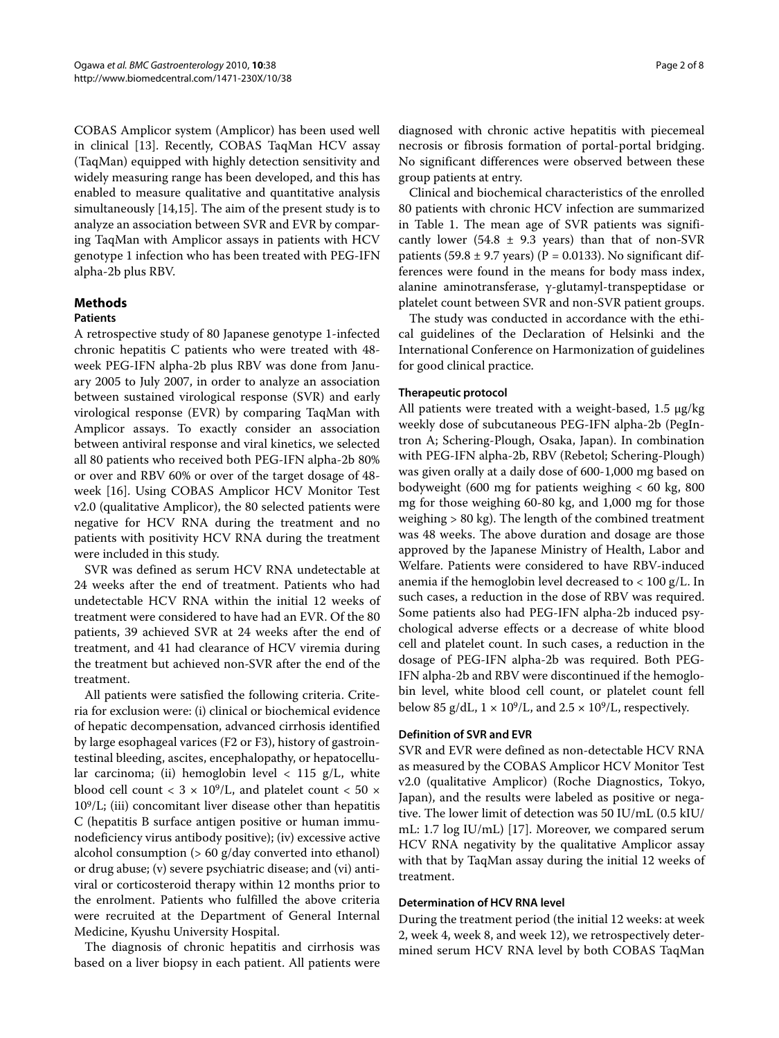COBAS Amplicor system (Amplicor) has been used well in clinical [13]. Recently, COBAS TaqMan HCV assay (TaqMan) equipped with highly detection sensitivity and widely measuring range has been developed, and this has enabled to measure qualitative and quantitative analysis simultaneously [14,15]. The aim of the present study is to analyze an association between SVR and EVR by comparing TaqMan with Amplicor assays in patients with HCV genotype 1 infection who has been treated with PEG-IFN alpha-2b plus RBV.

## Methods

### Patients

A retrospective study of 80 Japanese genotype 1-infected chronic hepatitis C patients who were treated with 48-week PEG-IFN alpha-2b plus RBV was done from January 2005 to July 2007, in order to analyze an association between sustained virological response (SVR) and early virological response (EVR) by comparing TaqMan with Amplicor assays. To exactly consider an association between antiviral response and viral kinetics, we selected all 80 patients who received both PEG-IFN alpha-2b 80% or over and RBV 60% or over of the target dosage of 48-week [16]. Using COBAS Amplicor HCV Monitor Test v2.0 (qualitative Amplicor), the 80 selected patients were negative for HCV RNA during the treatment and no patients with positivity HCV RNA during the treatment were included in this study.

SVR was defined as serum HCV RNA undetectable at 24 weeks after the end of treatment. Patients who had undetectable HCV RNA within the initial 12 weeks of treatment were considered to have had an EVR. Of the 80 patients, 39 achieved SVR at 24 weeks after the end of treatment, and 41 had clearance of HCV viremia during the treatment but achieved non-SVR after the end of the treatment.

All patients were satisfied the following criteria. Criteria for exclusion were: (i) clinical or biochemical evidence of hepatic decompensation, advanced cirrhosis identified by large esophageal varices (F2 or F3), history of gastrointestinal bleeding, ascites, encephalopathy, or hepatocellular carcinoma; (ii) hemoglobin level < 115 g/L, white blood cell count $< 3 \times 10^9$/L, and platelet count $< 50 \times 10^9$/L; (iii) concomitant liver disease other than hepatitis C (hepatitis B surface antigen positive or human immunodeficiency virus antibody positive); (iv) excessive active alcohol consumption (> 60 g/day converted into ethanol) or drug abuse; (v) severe psychiatric disease; and (vi) antiviral or corticosteroid therapy within 12 months prior to the enrolment. Patients who fulfilled the above criteria were recruited at the Department of General Internal Medicine, Kyushu University Hospital.

The diagnosis of chronic hepatitis and cirrhosis was based on a liver biopsy in each patient. All patients were diagnosed with chronic active hepatitis with piecemeal necrosis or fibrosis formation of portal-portal bridging. No significant differences were observed between these group patients at entry.

Clinical and biochemical characteristics of the enrolled 80 patients with chronic HCV infection are summarized in Table 1. The mean age of SVR patients was significantly lower (54.8 ± 9.3 years) than that of non-SVR patients (59.8 ± 9.7 years) (P = 0.0133). No significant differences were found in the means for body mass index, alanine aminotransferase, γ-glutamyl-transpeptidase or platelet count between SVR and non-SVR patient groups.

The study was conducted in accordance with the ethical guidelines of the Declaration of Helsinki and the International Conference on Harmonization of guidelines for good clinical practice.

### Therapeutic protocol

All patients were treated with a weight-based, 1.5 μg/kg weekly dose of subcutaneous PEG-IFN alpha-2b (PegIntron A; Schering-Plough, Osaka, Japan). In combination with PEG-IFN alpha-2b, RBV (Rebetol; Schering-Plough) was given orally at a daily dose of 600-1,000 mg based on bodyweight (600 mg for patients weighing < 60 kg, 800 mg for those weighing 60-80 kg, and 1,000 mg for those weighing > 80 kg). The length of the combined treatment was 48 weeks. The above duration and dosage are those approved by the Japanese Ministry of Health, Labor and Welfare. Patients were considered to have RBV-induced anemia if the hemoglobin level decreased to < 100 g/L. In such cases, a reduction in the dose of RBV was required. Some patients also had PEG-IFN alpha-2b induced psychological adverse effects or a decrease of white blood cell and platelet count. In such cases, a reduction in the dosage of PEG-IFN alpha-2b was required. Both PEG-IFN alpha-2b and RBV were discontinued if the hemoglobin level, white blood cell count, or platelet count fell below 85 g/dL, $1 \times 10^9$/L, and $2.5 \times 10^9$/L, respectively.

### Definition of SVR and EVR

SVR and EVR were defined as non-detectable HCV RNA as measured by the COBAS Amplicor HCV Monitor Test v2.0 (qualitative Amplicor) (Roche Diagnostics, Tokyo, Japan), and the results were labeled as positive or negative. The lower limit of detection was 50 IU/mL (0.5 kIU/mL: 1.7 log IU/mL) [17]. Moreover, we compared serum HCV RNA negativity by the qualitative Amplicor assay with that by TaqMan assay during the initial 12 weeks of treatment.

### Determination of HCV RNA level

During the treatment period (the initial 12 weeks: at week 2, week 4, week 8, and week 12), we retrospectively determined serum HCV RNA level by both COBAS TaqMan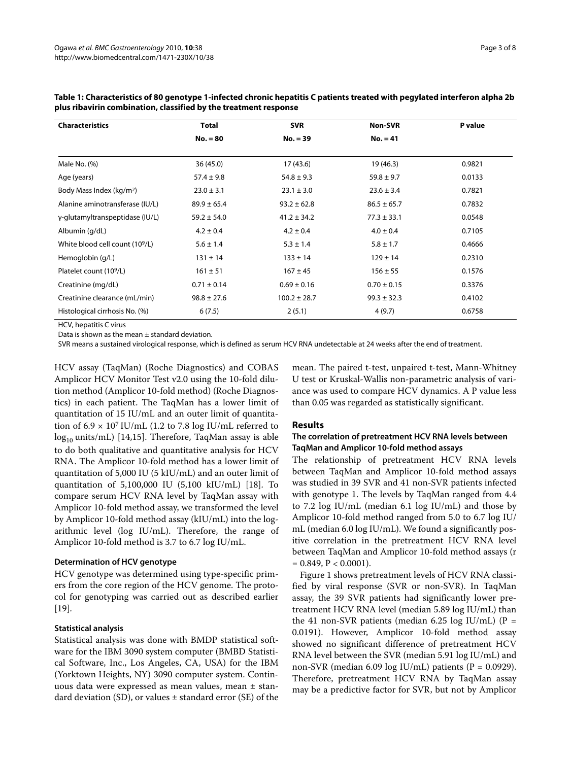**Table 1: Characteristics of 80 genotype 1-infected chronic hepatitis C patients treated with pegylated interferon alpha 2b plus ribavirin combination, classified by the treatment response**

| Characteristics | Total No. = 80 | SVR No. = 39 | Non-SVR No. = 41 | P value |
|---|---|---|---|---|
| Male No. (%) | 36 (45.0) | 17 (43.6) | 19 (46.3) | 0.9821 |
| Age (years) | 57.4 ± 9.8 | 54.8 ± 9.3 | 59.8 ± 9.7 | 0.0133 |
| Body Mass Index (kg/m²) | 23.0 ± 3.1 | 23.1 ± 3.0 | 23.6 ± 3.4 | 0.7821 |
| Alanine aminotransferase (IU/L) | 89.9 ± 65.4 | 93.2 ± 62.8 | 86.5 ± 65.7 | 0.7832 |
| γ-glutamyltranspeptidase (IU/L) | 59.2 ± 54.0 | 41.2 ± 34.2 | 77.3 ± 33.1 | 0.0548 |
| Albumin (g/dL) | 4.2 ± 0.4 | 4.2 ± 0.4 | 4.0 ± 0.4 | 0.7105 |
| White blood cell count ($10^9$/L) | 5.6 ± 1.4 | 5.3 ± 1.4 | 5.8 ± 1.7 | 0.4666 |
| Hemoglobin (g/L) | 131 ± 14 | 133 ± 14 | 129 ± 14 | 0.2310 |
| Platelet count ($10^9$/L) | 161 ± 51 | 167 ± 45 | 156 ± 55 | 0.1576 |
| Creatinine (mg/dL) | 0.71 ± 0.14 | 0.69 ± 0.16 | 0.70 ± 0.15 | 0.3376 |
| Creatinine clearance (mL/min) | 98.8 ± 27.6 | 100.2 ± 28.7 | 99.3 ± 32.3 | 0.4102 |
| Histological cirrhosis No. (%) | 6 (7.5) | 2 (5.1) | 4 (9.7) | 0.6758 |

HCV, hepatitis C virus

Data is shown as the mean ± standard deviation.

SVR means a sustained virological response, which is defined as serum HCV RNA undetectable at 24 weeks after the end of treatment.

HCV assay (TaqMan) (Roche Diagnostics) and COBAS Amplicor HCV Monitor Test v2.0 using the 10-fold dilution method (Amplicor 10-fold method) (Roche Diagnostics) in each patient. The TaqMan has a lower limit of quantitation of 15 IU/mL and an outer limit of quantitation of $6.9 \times 10^7$ IU/mL (1.2 to 7.8 log IU/mL referred to $\log_{10}$ units/mL) [14,15]. Therefore, TaqMan assay is able to do both qualitative and quantitative analysis for HCV RNA. The Amplicor 10-fold method has a lower limit of quantitation of 5,000 IU (5 kIU/mL) and an outer limit of quantitation of 5,100,000 IU (5,100 kIU/mL) [18]. To compare serum HCV RNA level by TaqMan assay with Amplicor 10-fold method assay, we transformed the level by Amplicor 10-fold method assay (kIU/mL) into the logarithmic level (log IU/mL). Therefore, the range of Amplicor 10-fold method is 3.7 to 6.7 log IU/mL.

#### Determination of HCV genotype

HCV genotype was determined using type-specific primers from the core region of the HCV genome. The protocol for genotyping was carried out as described earlier [19].

#### Statistical analysis

Statistical analysis was done with BMDP statistical software for the IBM 3090 system computer (BMBD Statistical Software, Inc., Los Angeles, CA, USA) for the IBM (Yorktown Heights, NY) 3090 computer system. Continuous data were expressed as mean values, mean ± standard deviation (SD), or values ± standard error (SE) of the mean. The paired t-test, unpaired t-test, Mann-Whitney U test or Kruskal-Wallis non-parametric analysis of variance was used to compare HCV dynamics. A P value less than 0.05 was regarded as statistically significant.

## Results

#### The correlation of pretreatment HCV RNA levels between TaqMan and Amplicor 10-fold method assays

The relationship of pretreatment HCV RNA levels between TaqMan and Amplicor 10-fold method assays was studied in 39 SVR and 41 non-SVR patients infected with genotype 1. The levels by TaqMan ranged from 4.4 to 7.2 log IU/mL (median 6.1 log IU/mL) and those by Amplicor 10-fold method ranged from 5.0 to 6.7 log IU/mL (median 6.0 log IU/mL). We found a significantly positive correlation in the pretreatment HCV RNA level between TaqMan and Amplicor 10-fold method assays ($r = 0.849$, $P < 0.0001$).

Figure 1 shows pretreatment levels of HCV RNA classified by viral response (SVR or non-SVR). In TaqMan assay, the 39 SVR patients had significantly lower pretreatment HCV RNA level (median 5.89 log IU/mL) than the 41 non-SVR patients (median 6.25 log IU/mL) ($P = 0.0191$). However, Amplicor 10-fold method assay showed no significant difference of pretreatment HCV RNA level between the SVR (median 5.91 log IU/mL) and non-SVR (median 6.09 log IU/mL) patients ($P = 0.0929$). Therefore, pretreatment HCV RNA by TaqMan assay may be a predictive factor for SVR, but not by Amplicor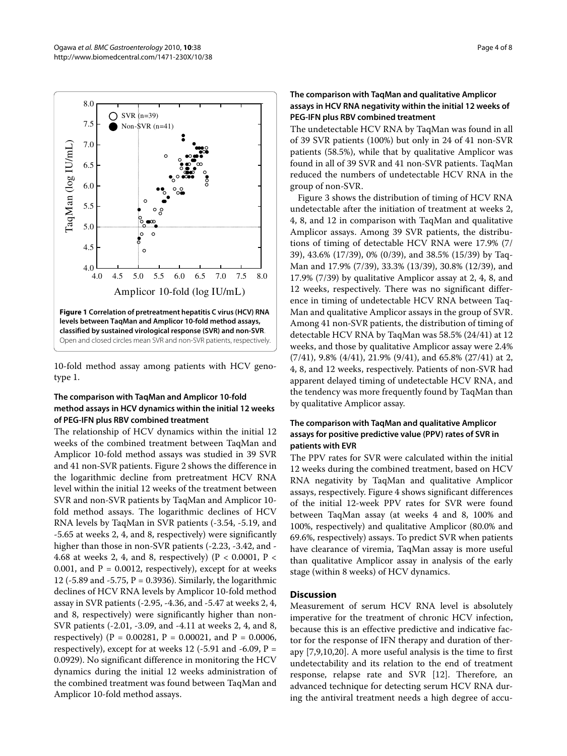**Figure 1 Correlation of pretreatment hepatitis C virus (HCV) RNA levels between TaqMan and Amplicor 10-fold method assays, classified by sustained virological response (SVR) and non-SVR**. Open and closed circles mean SVR and non-SVR patients, respectively.

10-fold method assay among patients with HCV genotype 1.

### The comparison with TaqMan and Amplicor 10-fold method assays in HCV dynamics within the initial 12 weeks of PEG-IFN plus RBV combined treatment

The relationship of HCV dynamics within the initial 12 weeks of the combined treatment between TaqMan and Amplicor 10-fold method assays was studied in 39 SVR and 41 non-SVR patients. Figure 2 shows the difference in the logarithmic decline from pretreatment HCV RNA level within the initial 12 weeks of the treatment between SVR and non-SVR patients by TaqMan and Amplicor 10-fold method assays. The logarithmic declines of HCV RNA levels by TaqMan in SVR patients (-3.54, -5.19, and -5.65 at weeks 2, 4, and 8, respectively) were significantly higher than those in non-SVR patients (-2.23, -3.42, and -4.68 at weeks 2, 4, and 8, respectively) ($P < 0.0001$, $P < 0.001$, and $P = 0.0012$, respectively), except for at weeks 12 (-5.89 and -5.75, $P = 0.3936$). Similarly, the logarithmic declines of HCV RNA levels by Amplicor 10-fold method assay in SVR patients (-2.95, -4.36, and -5.47 at weeks 2, 4, and 8, respectively) were significantly higher than non-SVR patients (-2.01, -3.09, and -4.11 at weeks 2, 4, and 8, respectively) ($P = 0.00281$, $P = 0.00021$, and $P = 0.0006$, respectively), except for at weeks 12 (-5.91 and -6.09, $P = 0.0929$). No significant difference in monitoring the HCV dynamics during the initial 12 weeks administration of the combined treatment was found between TaqMan and Amplicor 10-fold method assays.

### The comparison with TaqMan and qualitative Amplicor assays in HCV RNA negativity within the initial 12 weeks of PEG-IFN plus RBV combined treatment

The undetectable HCV RNA by TaqMan was found in all of 39 SVR patients (100%) but only in 24 of 41 non-SVR patients (58.5%), while that by qualitative Amplicor was found in all of 39 SVR and 41 non-SVR patients. TaqMan reduced the numbers of undetectable HCV RNA in the group of non-SVR.

Figure 3 shows the distribution of timing of HCV RNA undetectable after the initiation of treatment at weeks 2, 4, 8, and 12 in comparison with TaqMan and qualitative Amplicor assays. Among 39 SVR patients, the distributions of timing of detectable HCV RNA were 17.9% (7/39), 43.6% (17/39), 0% (0/39), and 38.5% (15/39) by TaqMan and 17.9% (7/39), 33.3% (13/39), 30.8% (12/39), and 17.9% (7/39) by qualitative Amplicor assay at 2, 4, 8, and 12 weeks, respectively. There was no significant difference in timing of undetectable HCV RNA between TaqMan and qualitative Amplicor assays in the group of SVR. Among 41 non-SVR patients, the distribution of timing of detectable HCV RNA by TaqMan was 58.5% (24/41) at 12 weeks, and those by qualitative Amplicor assay were 2.4% (7/41), 9.8% (4/41), 21.9% (9/41), and 65.8% (27/41) at 2, 4, 8, and 12 weeks, respectively. Patients of non-SVR had apparent delayed timing of undetectable HCV RNA, and the tendency was more frequently found by TaqMan than by qualitative Amplicor assay.

### The comparison with TaqMan and qualitative Amplicor assays for positive predictive value (PPV) rates of SVR in patients with EVR

The PPV rates for SVR were calculated within the initial 12 weeks during the combined treatment, based on HCV RNA negativity by TaqMan and qualitative Amplicor assays, respectively. Figure 4 shows significant differences of the initial 12-week PPV rates for SVR were found between TaqMan assay (at weeks 4 and 8, 100% and 100%, respectively) and qualitative Amplicor (80.0% and 69.6%, respectively) assays. To predict SVR when patients have clearance of viremia, TaqMan assay is more useful than qualitative Amplicor assay in analysis of the early stage (within 8 weeks) of HCV dynamics.

## Discussion

Measurement of serum HCV RNA level is absolutely imperative for the treatment of chronic HCV infection, because this is an effective predictive and indicative factor for the response of IFN therapy and duration of therapy [7,9,10,20]. A more useful analysis is the time to first undetectability and its relation to the end of treatment response, relapse rate and SVR [12]. Therefore, an advanced technique for detecting serum HCV RNA during the antiviral treatment needs a high degree of accu-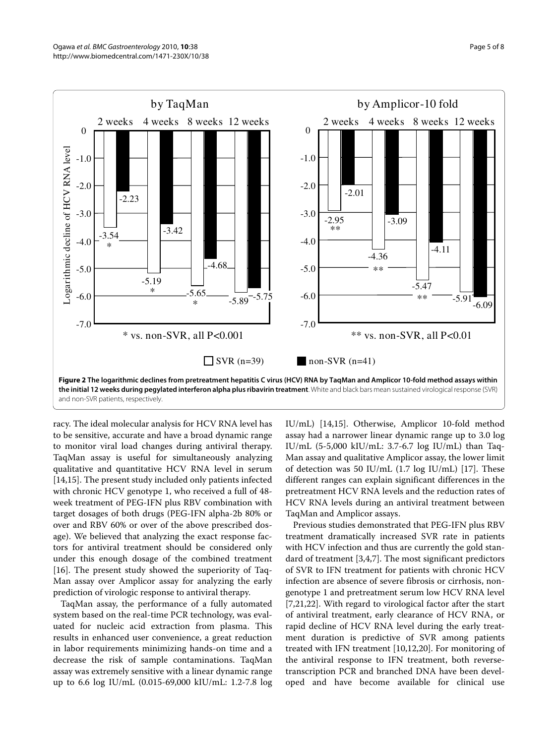**Figure 2 The logarithmic declines from pretreatment hepatitis C virus (HCV) RNA by TaqMan and Amplicor 10-fold method assays within the initial 12 weeks during pegylated interferon alpha plus ribavirin treatment**. White and black bars mean sustained virological response (SVR) and non-SVR patients, respectively.

racy. The ideal molecular analysis for HCV RNA level has to be sensitive, accurate and have a broad dynamic range to monitor viral load changes during antiviral therapy. TaqMan assay is useful for simultaneously analyzing qualitative and quantitative HCV RNA level in serum [14,15]. The present study included only patients infected with chronic HCV genotype 1, who received a full of 48-week treatment of PEG-IFN plus RBV combination with target dosages of both drugs (PEG-IFN alpha-2b 80% or over and RBV 60% or over of the above prescribed dosage). We believed that analyzing the exact response factors for antiviral treatment should be considered only under this enough dosage of the combined treatment [16]. The present study showed the superiority of TaqMan assay over Amplicor assay for analyzing the early prediction of virologic response to antiviral therapy.

TaqMan assay, the performance of a fully automated system based on the real-time PCR technology, was evaluated for nucleic acid extraction from plasma. This results in enhanced user convenience, a great reduction in labor requirements minimizing hands-on time and a decrease the risk of sample contaminations. TaqMan assay was extremely sensitive with a linear dynamic range up to 6.6 log IU/mL (0.015-69,000 kIU/mL: 1.2-7.8 log IU/mL) [14,15]. Otherwise, Amplicor 10-fold method assay had a narrower linear dynamic range up to 3.0 log IU/mL (5-5,000 kIU/mL: 3.7-6.7 log IU/mL) than TaqMan assay and qualitative Amplicor assay, the lower limit of detection was 50 IU/mL (1.7 log IU/mL) [17]. These different ranges can explain significant differences in the pretreatment HCV RNA levels and the reduction rates of HCV RNA levels during an antiviral treatment between TaqMan and Amplicor assays.

Previous studies demonstrated that PEG-IFN plus RBV treatment dramatically increased SVR rate in patients with HCV infection and thus are currently the gold standard of treatment [3,4,7]. The most significant predictors of SVR to IFN treatment for patients with chronic HCV infection are absence of severe fibrosis or cirrhosis, non-genotype 1 and pretreatment serum low HCV RNA level [7,21,22]. With regard to virological factor after the start of antiviral treatment, early clearance of HCV RNA, or rapid decline of HCV RNA level during the early treatment duration is predictive of SVR among patients treated with IFN treatment [10,12,20]. For monitoring of the antiviral response to IFN treatment, both reverse-transcription PCR and branched DNA have been developed and have become available for clinical use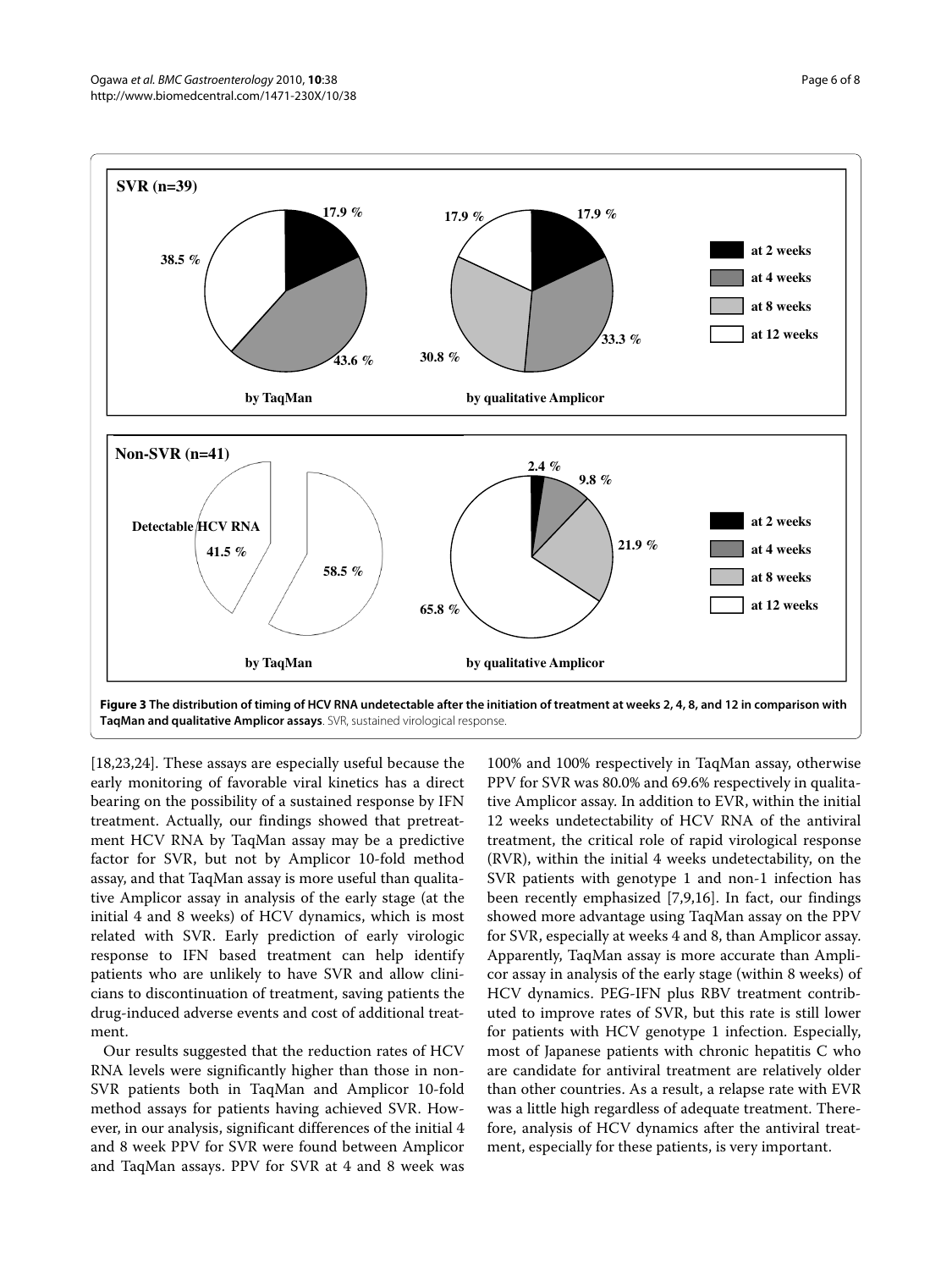**Figure 3 The distribution of timing of HCV RNA undetectable after the initiation of treatment at weeks 2, 4, 8, and 12 in comparison with TaqMan and qualitative Amplicor assays**. SVR, sustained virological response.

[18,23,24]. These assays are especially useful because the early monitoring of favorable viral kinetics has a direct bearing on the possibility of a sustained response by IFN treatment. Actually, our findings showed that pretreatment HCV RNA by TaqMan assay may be a predictive factor for SVR, but not by Amplicor 10-fold method assay, and that TaqMan assay is more useful than qualitative Amplicor assay in analysis of the early stage (at the initial 4 and 8 weeks) of HCV dynamics, which is most related with SVR. Early prediction of early virologic response to IFN based treatment can help identify patients who are unlikely to have SVR and allow clinicians to discontinuation of treatment, saving patients the drug-induced adverse events and cost of additional treatment.

Our results suggested that the reduction rates of HCV RNA levels were significantly higher than those in non-SVR patients both in TaqMan and Amplicor 10-fold method assays for patients having achieved SVR. However, in our analysis, significant differences of the initial 4 and 8 week PPV for SVR were found between Amplicor and TaqMan assays. PPV for SVR at 4 and 8 week was 100% and 100% respectively in TaqMan assay, otherwise PPV for SVR was 80.0% and 69.6% respectively in qualitative Amplicor assay. In addition to EVR, within the initial 12 weeks undetectability of HCV RNA of the antiviral treatment, the critical role of rapid virological response (RVR), within the initial 4 weeks undetectability, on the SVR patients with genotype 1 and non-1 infection has been recently emphasized [7,9,16]. In fact, our findings showed more advantage using TaqMan assay on the PPV for SVR, especially at weeks 4 and 8, than Amplicor assay. Apparently, TaqMan assay is more accurate than Amplicor assay in analysis of the early stage (within 8 weeks) of HCV dynamics. PEG-IFN plus RBV treatment contributed to improve rates of SVR, but this rate is still lower for patients with HCV genotype 1 infection. Especially, most of Japanese patients with chronic hepatitis C who are candidate for antiviral treatment are relatively older than other countries. As a result, a relapse rate with EVR was a little high regardless of adequate treatment. Therefore, analysis of HCV dynamics after the antiviral treatment, especially for these patients, is very important.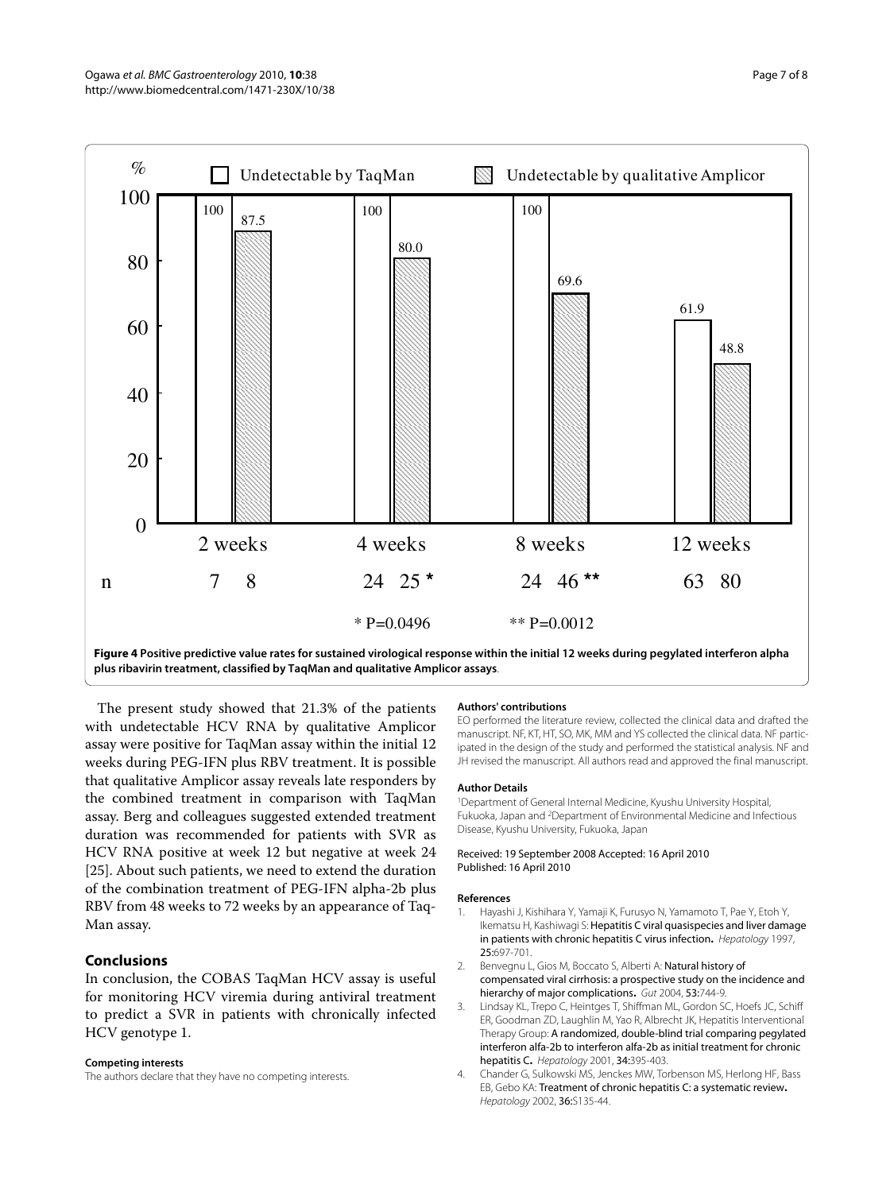**Figure 4 Positive predictive value rates for sustained virological response within the initial 12 weeks during pegylated interferon alpha plus ribavirin treatment, classified by TaqMan and qualitative Amplicor assays**.

The present study showed that 21.3% of the patients with undetectable HCV RNA by qualitative Amplicor assay were positive for TaqMan assay within the initial 12 weeks during PEG-IFN plus RBV treatment. It is possible that qualitative Amplicor assay reveals late responders by the combined treatment in comparison with TaqMan assay. Berg and colleagues suggested extended treatment duration was recommended for patients with SVR as HCV RNA positive at week 12 but negative at week 24 [25]. About such patients, we need to extend the duration of the combination treatment of PEG-IFN alpha-2b plus RBV from 48 weeks to 72 weeks by an appearance of TaqMan assay.

## Conclusions

In conclusion, the COBAS TaqMan HCV assay is useful for monitoring HCV viremia during antiviral treatment to predict a SVR in patients with chronically infected HCV genotype 1.

#### Competing interests

The authors declare that they have no competing interests.

#### Authors' contributions

EO performed the literature review, collected the clinical data and drafted the manuscript. NF, KT, HT, SO, MK, MM and YS collected the clinical data. NF participated in the design of the study and performed the statistical analysis. NF and JH revised the manuscript. All authors read and approved the final manuscript.

#### Author Details

[1]Department of General Internal Medicine, Kyushu University Hospital, Fukuoka, Japan and [2]Department of Environmental Medicine and Infectious Disease, Kyushu University, Fukuoka, Japan

Received: 19 September 2008 Accepted: 16 April 2010
Published: 16 April 2010

#### References

1. Hayashi J, Kishihara Y, Yamaji K, Furusyo N, Yamamoto T, Pae Y, Etoh Y, Ikematsu H, Kashiwagi S: **Hepatitis C viral quasispecies and liver damage in patients with chronic hepatitis C virus infection.** *Hepatology* 1997, **25:**697-701.
2. Benvegnu L, Gios M, Boccato S, Alberti A: **Natural history of compensated viral cirrhosis: a prospective study on the incidence and hierarchy of major complications.** *Gut* 2004, **53:**744-9.
3. Lindsay KL, Trepo C, Heintges T, Shiffman ML, Gordon SC, Hoefs JC, Schiff ER, Goodman ZD, Laughlin M, Yao R, Albrecht JK, Hepatitis Interventional Therapy Group: **A randomized, double-blind trial comparing pegylated interferon alfa-2b to interferon alfa-2b as initial treatment for chronic hepatitis C.** *Hepatology* 2001, **34:**395-403.
4. Chander G, Sulkowski MS, Jenckes MW, Torbenson MS, Herlong HF, Bass EB, Gebo KA: **Treatment of chronic hepatitis C: a systematic review.** *Hepatology* 2002, **36:**S135-44.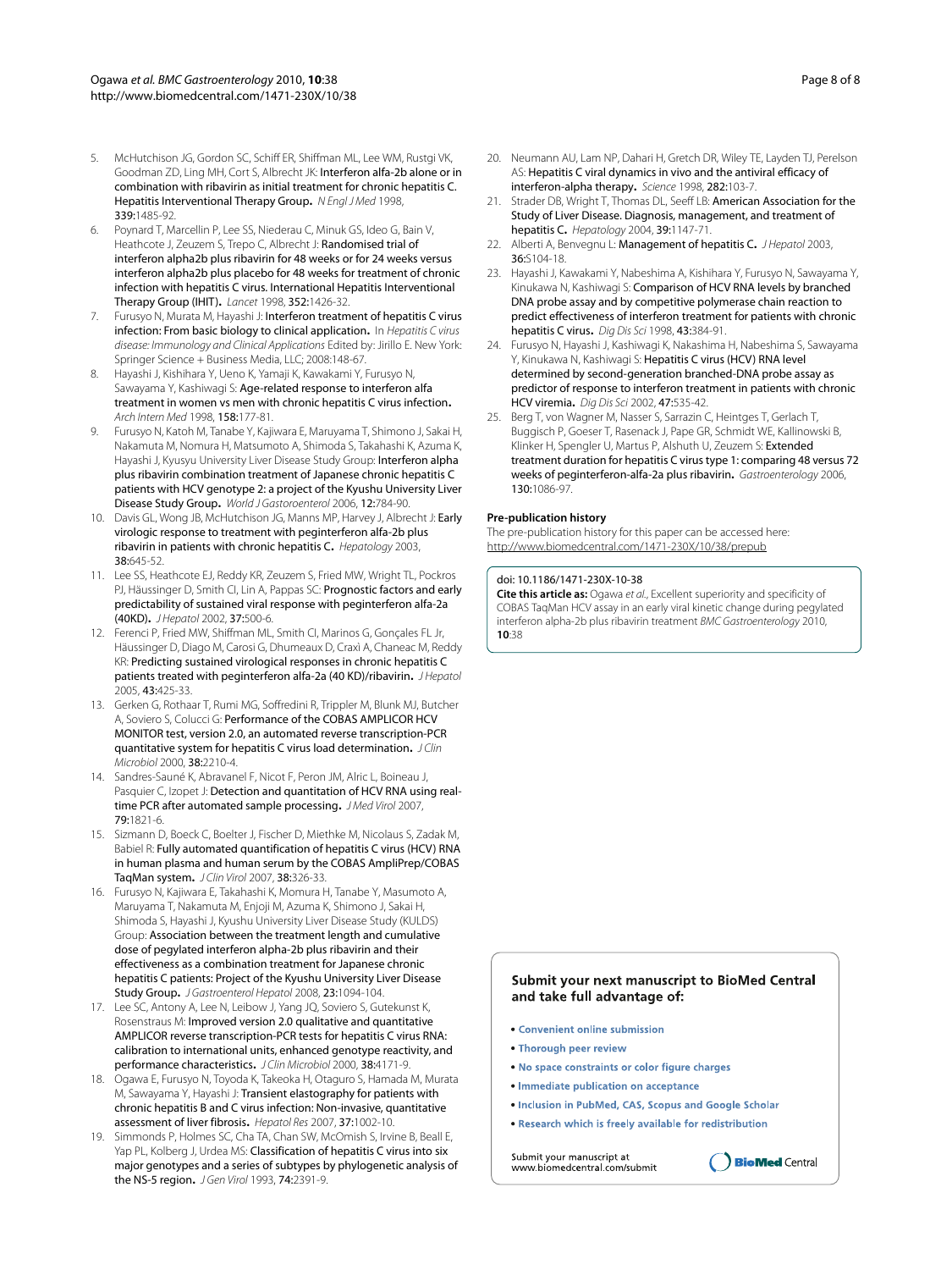5. McHutchison JG, Gordon SC, Schiff ER, Shiffman ML, Lee WM, Rustgi VK, Goodman ZD, Ling MH, Cort S, Albrecht JK: **Interferon alfa-2b alone or in combination with ribavirin as initial treatment for chronic hepatitis C. Hepatitis Interventional Therapy Group.** *N Engl J Med* 1998, **339:**1485-92.
6. Poynard T, Marcellin P, Lee SS, Niederau C, Minuk GS, Ideo G, Bain V, Heathcote J, Zeuzem S, Trepo C, Albrecht J: **Randomised trial of interferon alpha2b plus ribavirin for 48 weeks or for 24 weeks versus interferon alpha2b plus placebo for 48 weeks for treatment of chronic infection with hepatitis C virus. International Hepatitis Interventional Therapy Group (IHIT).** *Lancet* 1998, **352:**1426-32.
7. Furusyo N, Murata M, Hayashi J: **Interferon treatment of hepatitis C virus infection: From basic biology to clinical application.** In *Hepatitis C virus disease: Immunology and Clinical Applications* Edited by: Jirillo E. New York: Springer Science + Business Media, LLC; 2008:148-67.
8. Hayashi J, Kishihara Y, Ueno K, Yamaji K, Kawakami Y, Furusyo N, Sawayama Y, Kashiwagi S: **Age-related response to interferon alfa treatment in women vs men with chronic hepatitis C virus infection.** *Arch Intern Med* 1998, **158:**177-81.
9. Furusyo N, Katoh M, Tanabe Y, Kajiwara E, Maruyama T, Shimono J, Sakai H, Nakamuta M, Nomura H, Matsumoto A, Shimoda S, Takahashi K, Azuma K, Hayashi J, Kyusyu University Liver Disease Study Group: **Interferon alpha plus ribavirin combination treatment of Japanese chronic hepatitis C patients with HCV genotype 2: a project of the Kyushu University Liver Disease Study Group.** *World J Gastoroenterol* 2006, **12:**784-90.
10. Davis GL, Wong JB, McHutchison JG, Manns MP, Harvey J, Albrecht J: **Early virologic response to treatment with peginterferon alfa-2b plus ribavirin in patients with chronic hepatitis C.** *Hepatology* 2003, **38:**645-52.
11. Lee SS, Heathcote EJ, Reddy KR, Zeuzem S, Fried MW, Wright TL, Pockros PJ, Häussinger D, Smith CI, Lin A, Pappas SC: **Prognostic factors and early predictability of sustained viral response with peginterferon alfa-2a (40KD).** *J Hepatol* 2002, **37:**500-6.
12. Ferenci P, Fried MW, Shiffman ML, Smith CI, Marinos G, Gonçales FL Jr, Häussinger D, Diago M, Carosi G, Dhumeaux D, Craxì A, Chaneac M, Reddy KR: **Predicting sustained virological responses in chronic hepatitis C patients treated with peginterferon alfa-2a (40 KD)/ribavirin.** *J Hepatol* 2005, **43:**425-33.
13. Gerken G, Rothaar T, Rumi MG, Soffredini R, Trippler M, Blunk MJ, Butcher A, Soviero S, Colucci G: **Performance of the COBAS AMPLICOR HCV MONITOR test, version 2.0, an automated reverse transcription-PCR quantitative system for hepatitis C virus load determination.** *J Clin Microbiol* 2000, **38:**2210-4.
14. Sandres-Sauné K, Abravanel F, Nicot F, Peron JM, Alric L, Boineau J, Pasquier C, Izopet J: **Detection and quantitation of HCV RNA using real-time PCR after automated sample processing.** *J Med Virol* 2007, **79:**1821-6.
15. Sizmann D, Boeck C, Boelter J, Fischer D, Miethke M, Nicolaus S, Zadak M, Babiel R: **Fully automated quantification of hepatitis C virus (HCV) RNA in human plasma and human serum by the COBAS AmpliPrep/COBAS TaqMan system.** *J Clin Virol* 2007, **38:**326-33.
16. Furusyo N, Kajiwara E, Takahashi K, Momura H, Tanabe Y, Masumoto A, Maruyama T, Nakamuta M, Enjoji M, Azuma K, Shimono J, Sakai H, Shimoda S, Hayashi J, Kyushu University Liver Disease Study (KULDS) Group: **Association between the treatment length and cumulative dose of pegylated interferon alpha-2b plus ribavirin and their effectiveness as a combination treatment for Japanese chronic hepatitis C patients: Project of the Kyushu University Liver Disease Study Group.** *J Gastroenterol Hepatol* 2008, **23:**1094-104.
17. Lee SC, Antony A, Lee N, Leibow J, Yang JQ, Soviero S, Gutekunst K, Rosenstraus M: **Improved version 2.0 qualitative and quantitative AMPLICOR reverse transcription-PCR tests for hepatitis C virus RNA: calibration to international units, enhanced genotype reactivity, and performance characteristics.** *J Clin Microbiol* 2000, **38:**4171-9.
18. Ogawa E, Furusyo N, Toyoda K, Takeoka H, Otaguro S, Hamada M, Murata M, Sawayama Y, Hayashi J: **Transient elastography for patients with chronic hepatitis B and C virus infection: Non-invasive, quantitative assessment of liver fibrosis.** *Hepatol Res* 2007, **37:**1002-10.
19. Simmonds P, Holmes SC, Cha TA, Chan SW, McOmish S, Irvine B, Beall E, Yap PL, Kolberg J, Urdea MS: **Classification of hepatitis C virus into six major genotypes and a series of subtypes by phylogenetic analysis of the NS-5 region.** *J Gen Virol* 1993, **74:**2391-9.
20. Neumann AU, Lam NP, Dahari H, Gretch DR, Wiley TE, Layden TJ, Perelson AS: **Hepatitis C viral dynamics in vivo and the antiviral efficacy of interferon-alpha therapy.** *Science* 1998, **282:**103-7.
21. Strader DB, Wright T, Thomas DL, Seeff LB: **American Association for the Study of Liver Disease. Diagnosis, management, and treatment of hepatitis C.** *Hepatology* 2004, **39:**1147-71.
22. Alberti A, Benvegnu L: **Management of hepatitis C.** *J Hepatol* 2003, **36:**S104-18.
23. Hayashi J, Kawakami Y, Nabeshima A, Kishihara Y, Furusyo N, Sawayama Y, Kinukawa N, Kashiwagi S: **Comparison of HCV RNA levels by branched DNA probe assay and by competitive polymerase chain reaction to predict effectiveness of interferon treatment for patients with chronic hepatitis C virus.** *Dig Dis Sci* 1998, **43:**384-91.
24. Furusyo N, Hayashi J, Kashiwagi K, Nakashima H, Nabeshima S, Sawayama Y, Kinukawa N, Kashiwagi S: **Hepatitis C virus (HCV) RNA level determined by second-generation branched-DNA probe assay as predictor of response to interferon treatment in patients with chronic HCV viremia.** *Dig Dis Sci* 2002, **47:**535-42.
25. Berg T, von Wagner M, Nasser S, Sarrazin C, Heintges T, Gerlach T, Buggisch P, Goeser T, Rasenack J, Pape GR, Schmidt WE, Kallinowski B, Klinker H, Spengler U, Martus P, Alshuth U, Zeuzem S: **Extended treatment duration for hepatitis C virus type 1: comparing 48 versus 72 weeks of peginterferon-alfa-2a plus ribavirin.** *Gastroenterology* 2006, **130:**1086-97.

### Pre-publication history

The pre-publication history for this paper can be accessed here:
http://www.biomedcentral.com/1471-230X/10/38/prepub

doi: 10.1186/1471-230X-10-38
**Cite this article as:** Ogawa *et al.*, Excellent superiority and specificity of COBAS TaqMan HCV assay in an early viral kinetic change during pegylated interferon alpha-2b plus ribavirin treatment *BMC Gastroenterology* 2010, **10**:38

**Submit your next manuscript to BioMed Central and take full advantage of:**

- Convenient online submission
- Thorough peer review
- No space constraints or color figure charges
- Immediate publication on acceptance
- Inclusion in PubMed, CAS, Scopus and Google Scholar
- Research which is freely available for redistribution

Submit your manuscript at www.biomedcentral.com/submit

BioMed Central